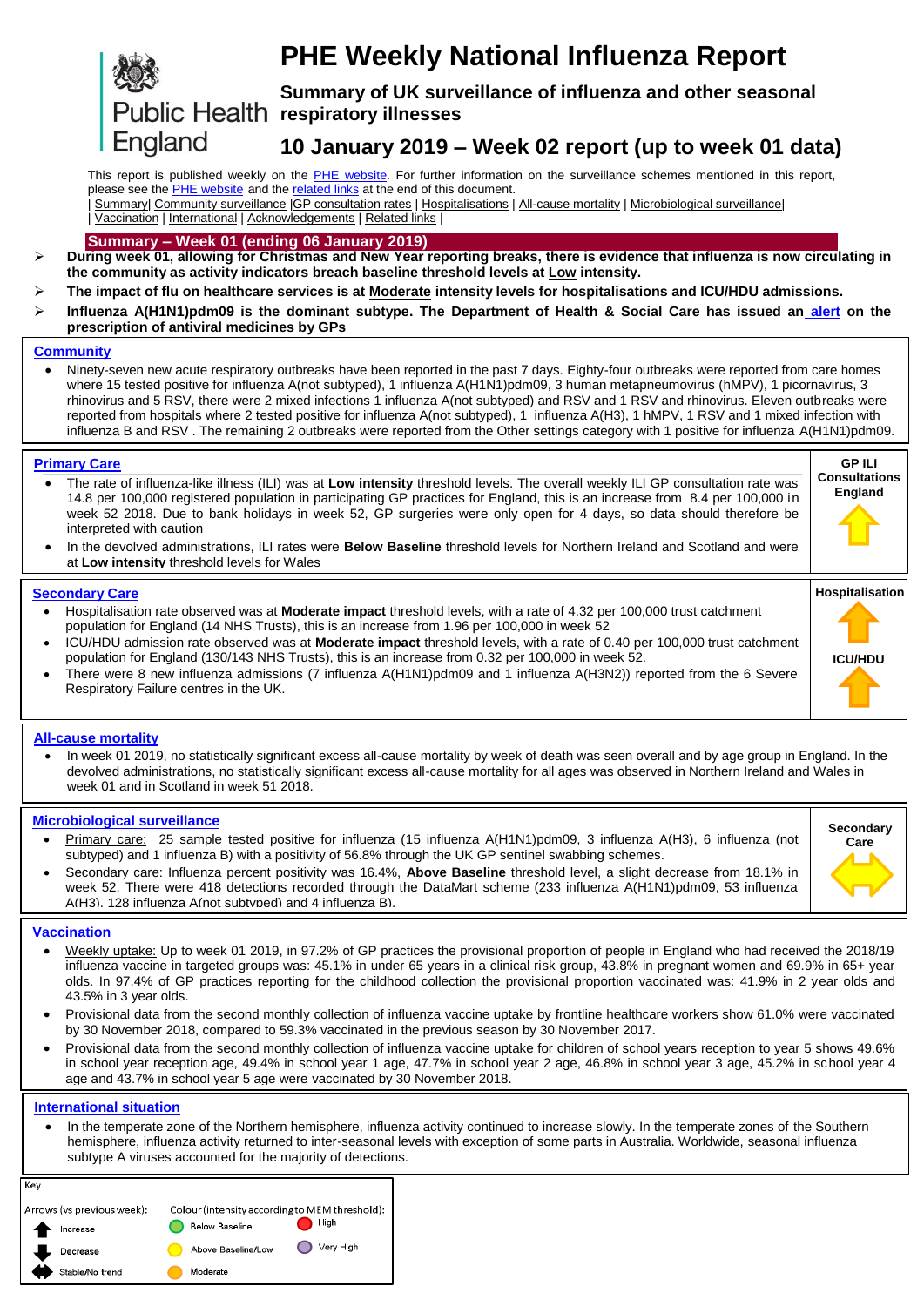Public Health England

# PHE Weekly National Influenza Report

## Summary of UK surveillance of influenza and other seasonal respiratory illnesses

## 10 January 2019 – Week 02 report (up to week 01 data)

This report is published weekly on the PHE website. For further information on the surveillance schemes mentioned in this report, please see the PHE website and the related links at the end of this document.

| Summary| Community surveillance |GP consultation rates | Hospitalisations | All-cause mortality | Microbiological surveillance| | Vaccination | International | Acknowledgements | Related links |

### Summary – Week 01 (ending 06 January 2019)

- **During week 01, allowing for Christmas and New Year reporting breaks, there is evidence that influenza is now circulating in the community as activity indicators breach baseline threshold levels at Low intensity.**
- **The impact of flu on healthcare services is at Moderate intensity levels for hospitalisations and ICU/HDU admissions.**
- **Influenza A(H1N1)pdm09 is the dominant subtype. The Department of Health & Social Care has issued an alert on the prescription of antiviral medicines by GPs**

### Community

- Ninety-seven new acute respiratory outbreaks have been reported in the past 7 days. Eighty-four outbreaks were reported from care homes where 15 tested positive for influenza A(not subtyped), 1 influenza A(H1N1)pdm09, 3 human metapneumovirus (hMPV), 1 picornavirus, 3 rhinovirus and 5 RSV, there were 2 mixed infections 1 influenza A(not subtyped) and RSV and 1 RSV and rhinovirus. Eleven outbreaks were reported from hospitals where 2 tested positive for influenza A(not subtyped), 1 influenza A(H3), 1 hMPV, 1 RSV and 1 mixed infection with influenza B and RSV . The remaining 2 outbreaks were reported from the Other settings category with 1 positive for influenza A(H1N1)pdm09.

### Primary Care

**GP ILI Consultations England**

- The rate of influenza-like illness (ILI) was at **Low intensity** threshold levels. The overall weekly ILI GP consultation rate was 14.8 per 100,000 registered population in participating GP practices for England, this is an increase from 8.4 per 100,000 in week 52 2018. Due to bank holidays in week 52, GP surgeries were only open for 4 days, so data should therefore be interpreted with caution
- In the devolved administrations, ILI rates were **Below Baseline** threshold levels for Northern Ireland and Scotland and were at **Low intensity** threshold levels for Wales

### Secondary Care

**Hospitalisation**

**ICU/HDU**

- Hospitalisation rate observed was at **Moderate impact** threshold levels, with a rate of 4.32 per 100,000 trust catchment population for England (14 NHS Trusts), this is an increase from 1.96 per 100,000 in week 52
- ICU/HDU admission rate observed was at **Moderate impact** threshold levels, with a rate of 0.40 per 100,000 trust catchment population for England (130/143 NHS Trusts), this is an increase from 0.32 per 100,000 in week 52.
- There were 8 new influenza admissions (7 influenza A(H1N1)pdm09 and 1 influenza A(H3N2)) reported from the 6 Severe Respiratory Failure centres in the UK.

### All-cause mortality

- In week 01 2019, no statistically significant excess all-cause mortality by week of death was seen overall and by age group in England. In the devolved administrations, no statistically significant excess all-cause mortality for all ages was observed in Northern Ireland and Wales in week 01 and in Scotland in week 51 2018.

### Microbiological surveillance

**Secondary Care**

- Primary care: 25 sample tested positive for influenza (15 influenza A(H1N1)pdm09, 3 influenza A(H3), 6 influenza (not subtyped) and 1 influenza B) with a positivity of 56.8% through the UK GP sentinel swabbing schemes.
- Secondary care: Influenza percent positivity was 16.4%, **Above Baseline** threshold level, a slight decrease from 18.1% in week 52. There were 418 detections recorded through the DataMart scheme (233 influenza A(H1N1)pdm09, 53 influenza A(H3), 128 influenza A(not subtyped) and 4 influenza B).

### Vaccination

- Weekly uptake: Up to week 01 2019, in 97.2% of GP practices the provisional proportion of people in England who had received the 2018/19 influenza vaccine in targeted groups was: 45.1% in under 65 years in a clinical risk group, 43.8% in pregnant women and 69.9% in 65+ year olds. In 97.4% of GP practices reporting for the childhood collection the provisional proportion vaccinated was: 41.9% in 2 year olds and 43.5% in 3 year olds.
- Provisional data from the second monthly collection of influenza vaccine uptake by frontline healthcare workers show 61.0% were vaccinated by 30 November 2018, compared to 59.3% vaccinated in the previous season by 30 November 2017.
- Provisional data from the second monthly collection of influenza vaccine uptake for children of school years reception to year 5 shows 49.6% in school year reception age, 49.4% in school year 1 age, 47.7% in school year 2 age, 46.8% in school year 3 age, 45.2% in school year 4 age and 43.7% in school year 5 age were vaccinated by 30 November 2018.

### International situation

- In the temperate zone of the Northern hemisphere, influenza activity continued to increase slowly. In the temperate zones of the Southern hemisphere, influenza activity returned to inter-seasonal levels with exception of some parts in Australia. Worldwide, seasonal influenza subtype A viruses accounted for the majority of detections.

Key

Arrows (vs previous week): Increase; Decrease; Stable/No trend

Colour (intensity according to MEM threshold): Below Baseline; Above Baseline/Low; Moderate; High; Very High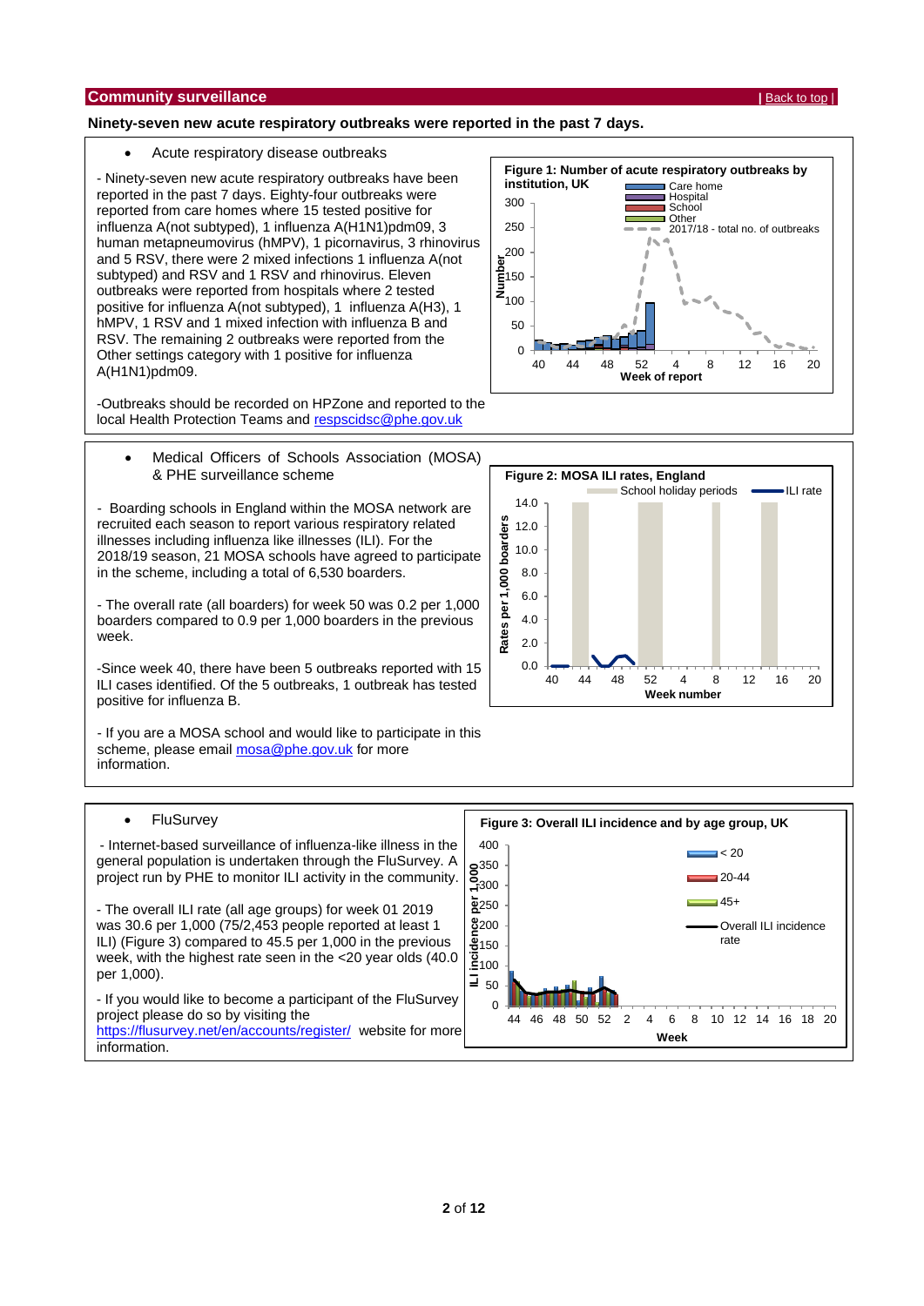## Community surveillance

| Back to top |

**Ninety-seven new acute respiratory outbreaks were reported in the past 7 days.**

- Acute respiratory disease outbreaks

- Ninety-seven new acute respiratory outbreaks have been reported in the past 7 days. Eighty-four outbreaks were reported from care homes where 15 tested positive for influenza A(not subtyped), 1 influenza A(H1N1)pdm09, 3 human metapneumovirus (hMPV), 1 picornavirus, 3 rhinovirus and 5 RSV, there were 2 mixed infections 1 influenza A(not subtyped) and RSV and 1 RSV and rhinovirus. Eleven outbreaks were reported from hospitals where 2 tested positive for influenza A(not subtyped), 1 influenza A(H3), 1 hMPV, 1 RSV and 1 mixed infection with influenza B and RSV. The remaining 2 outbreaks were reported from the Other settings category with 1 positive for influenza A(H1N1)pdm09.

-Outbreaks should be recorded on HPZone and reported to the local Health Protection Teams and respscidsc@phe.gov.uk

**Figure 1: Number of acute respiratory outbreaks by institution, UK**

Care home
Hospital
School
Other
2017/18 - total no. of outbreaks

Number: 0, 50, 100, 150, 200, 250, 300

Week of report: 40, 44, 48, 52, 4, 8, 12, 16, 20

- Medical Officers of Schools Association (MOSA) & PHE surveillance scheme

- Boarding schools in England within the MOSA network are recruited each season to report various respiratory related illnesses including influenza like illnesses (ILI). For the 2018/19 season, 21 MOSA schools have agreed to participate in the scheme, including a total of 6,530 boarders.

- The overall rate (all boarders) for week 50 was 0.2 per 1,000 boarders compared to 0.9 per 1,000 boarders in the previous week.

-Since week 40, there have been 5 outbreaks reported with 15 ILI cases identified. Of the 5 outbreaks, 1 outbreak has tested positive for influenza B.

- If you are a MOSA school and would like to participate in this scheme, please email mosa@phe.gov.uk for more information.

**Figure 2: MOSA ILI rates, England**

School holiday periods
ILI rate

Rates per 1,000 boarders: 0.0, 2.0, 4.0, 6.0, 8.0, 10.0, 12.0, 14.0

Week number: 40, 44, 48, 52, 4, 8, 12, 16, 20

- FluSurvey

- Internet-based surveillance of influenza-like illness in the general population is undertaken through the FluSurvey. A project run by PHE to monitor ILI activity in the community.

- The overall ILI rate (all age groups) for week 01 2019 was 30.6 per 1,000 (75/2,453 people reported at least 1 ILI) (Figure 3) compared to 45.5 per 1,000 in the previous week, with the highest rate seen in the <20 year olds (40.0 per 1,000).

- If you would like to become a participant of the FluSurvey project please do so by visiting the https://flusurvey.net/en/accounts/register/ website for more information.

**Figure 3: Overall ILI incidence and by age group, UK**

< 20
20-44
45+
Overall ILI incidence rate

ILI incidence per 1,000: 0, 50, 100, 150, 200, 250, 300, 350, 400

Week: 44, 46, 48, 50, 52, 2, 4, 6, 8, 10, 12, 14, 16, 18, 20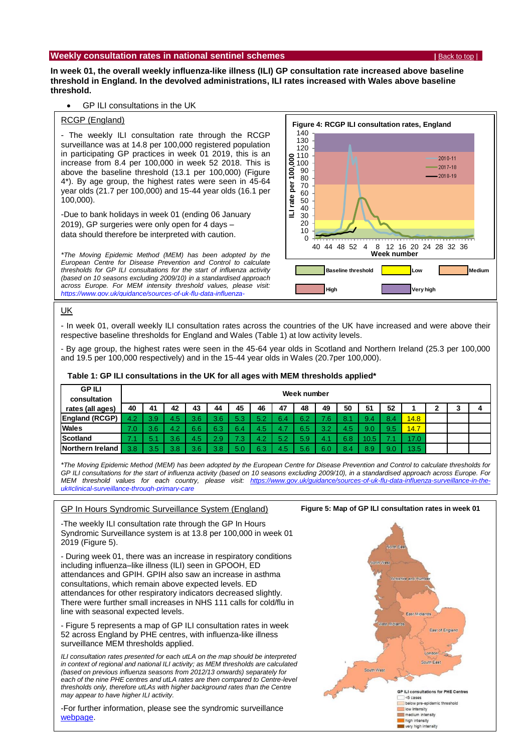## Weekly consultation rates in national sentinel schemes

| Back to top |

**In week 01, the overall weekly influenza-like illness (ILI) GP consultation rate increased above baseline threshold in England. In the devolved administrations, ILI rates increased with Wales above baseline threshold.**

- GP ILI consultations in the UK

### RCGP (England)

- The weekly ILI consultation rate through the RCGP surveillance was at 14.8 per 100,000 registered population in participating GP practices in week 01 2019, this is an increase from 8.4 per 100,000 in week 52 2018. This is above the baseline threshold (13.1 per 100,000) (Figure 4*). By age group, the highest rates were seen in 45-64 year olds (21.7 per 100,000) and 15-44 year olds (16.1 per 100,000).

-Due to bank holidays in week 01 (ending 06 January 2019), GP surgeries were only open for 4 days – data should therefore be interpreted with caution.

*\*The Moving Epidemic Method (MEM) has been adopted by the European Centre for Disease Prevention and Control to calculate thresholds for GP ILI consultations for the start of influenza activity (based on 10 seasons excluding 2009/10) in a standardised approach across Europe. For MEM intensity threshold values, please visit: https://www.gov.uk/guidance/sources-of-uk-flu-data-influenza-*

**Figure 4: RCGP ILI consultation rates, England**

ILI rate per 100,000
140
130
120
110
100
90
80
70
60
50
40
30
20
10
0
40 44 48 52 4 8 12 16 20 24 28 32 36
Week number
2010-11
2017-18
2018-19
Baseline threshold
Low
Medium
High
Very high

### UK

- In week 01, overall weekly ILI consultation rates across the countries of the UK have increased and were above their respective baseline thresholds for England and Wales (Table 1) at low activity levels.

- By age group, the highest rates were seen in the 45-64 year olds in Scotland and Northern Ireland (25.3 per 100,000 and 19.5 per 100,000 respectively) and in the 15-44 year olds in Wales (20.7per 100,000).

**Table 1: GP ILI consultations in the UK for all ages with MEM thresholds applied\***

| GP ILI consultation rates (all ages) | Week number | | | | | | | | | | | | | | | | |
|---|---|---|---|---|---|---|---|---|---|---|---|---|---|---|---|---|---|
| | 40 | 41 | 42 | 43 | 44 | 45 | 46 | 47 | 48 | 49 | 50 | 51 | 52 | 1 | 2 | 3 | 4 |
| England (RCGP) | 4.2 | 3.9 | 4.5 | 3.6 | 3.6 | 5.3 | 5.2 | 6.4 | 6.2 | 7.6 | 8.1 | 9.4 | 8.4 | 14.8 | | | |
| Wales | 7.0 | 3.6 | 4.2 | 6.6 | 6.3 | 6.4 | 4.5 | 4.7 | 6.5 | 3.2 | 4.5 | 9.0 | 9.5 | 14.7 | | | |
| Scotland | 7.1 | 5.1 | 3.6 | 4.5 | 2.9 | 7.3 | 4.2 | 5.2 | 5.9 | 4.1 | 6.8 | 10.5 | 7.1 | 17.0 | | | |
| Northern Ireland | 3.8 | 3.5 | 3.8 | 3.6 | 3.8 | 5.0 | 6.3 | 4.5 | 5.6 | 6.0 | 8.4 | 8.9 | 9.0 | 13.5 | | | |

*\*The Moving Epidemic Method (MEM) has been adopted by the European Centre for Disease Prevention and Control to calculate thresholds for GP ILI consultations for the start of influenza activity (based on 10 seasons excluding 2009/10), in a standardised approach across Europe. For MEM threshold values for each country, please visit: https://www.gov.uk/guidance/sources-of-uk-flu-data-influenza-surveillance-in-the-uk#clinical-surveillance-through-primary-care*

### GP In Hours Syndromic Surveillance System (England)

-The weekly ILI consultation rate through the GP In Hours Syndromic Surveillance system is at 13.8 per 100,000 in week 01 2019 (Figure 5).

- During week 01, there was an increase in respiratory conditions including influenza–like illness (ILI) seen in GPOOH, ED attendances and GPIH. GPIH also saw an increase in asthma consultations, which remain above expected levels. ED attendances for other respiratory indicators decreased slightly. There were further small increases in NHS 111 calls for cold/flu in line with seasonal expected levels.

- Figure 5 represents a map of GP ILI consultation rates in week 52 across England by PHE centres, with influenza-like illness surveillance MEM thresholds applied.

*ILI consultation rates presented for each utLA on the map should be interpreted in context of regional and national ILI activity; as MEM thresholds are calculated (based on previous influenza seasons from 2012/13 onwards) separately for each of the nine PHE centres and utLA rates are then compared to Centre-level thresholds only, therefore utLAs with higher background rates than the Centre may appear to have higher ILI activity.*

-For further information, please see the syndromic surveillance webpage.

**Figure 5: Map of GP ILI consultation rates in week 01**

North East
North West
Yorkshire and Humber
East Midlands
West Midlands
East of England
London
South East
South West
GP ILI consultations for PHE Centres
<5 cases
below pre-epidemic threshold
low intensity
medium intensity
high intensity
very high intensity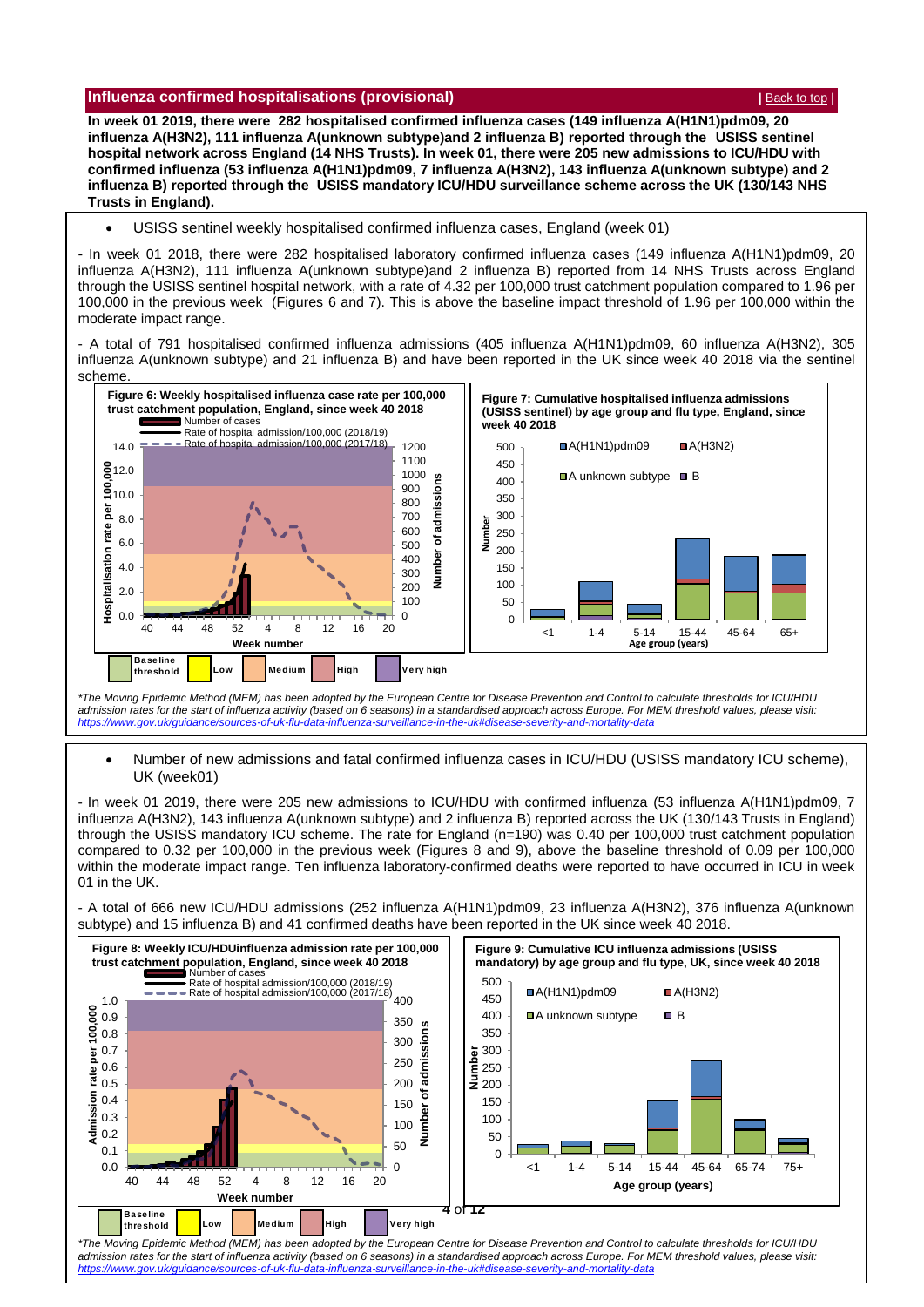## Influenza confirmed hospitalisations (provisional)

| Back to top |

**In week 01 2019, there were 282 hospitalised confirmed influenza cases (149 influenza A(H1N1)pdm09, 20 influenza A(H3N2), 111 influenza A(unknown subtype)and 2 influenza B) reported through the USISS sentinel hospital network across England (14 NHS Trusts). In week 01, there were 205 new admissions to ICU/HDU with confirmed influenza (53 influenza A(H1N1)pdm09, 7 influenza A(H3N2), 143 influenza A(unknown subtype) and 2 influenza B) reported through the USISS mandatory ICU/HDU surveillance scheme across the UK (130/143 NHS Trusts in England).**

- USISS sentinel weekly hospitalised confirmed influenza cases, England (week 01)

- In week 01 2018, there were 282 hospitalised laboratory confirmed influenza cases (149 influenza A(H1N1)pdm09, 20 influenza A(H3N2), 111 influenza A(unknown subtype)and 2 influenza B) reported from 14 NHS Trusts across England through the USISS sentinel hospital network, with a rate of 4.32 per 100,000 trust catchment population compared to 1.96 per 100,000 in the previous week (Figures 6 and 7). This is above the baseline impact threshold of 1.96 per 100,000 within the moderate impact range.

- A total of 791 hospitalised confirmed influenza admissions (405 influenza A(H1N1)pdm09, 60 influenza A(H3N2), 305 influenza A(unknown subtype) and 21 influenza B) and have been reported in the UK since week 40 2018 via the sentinel scheme.

**Figure 6: Weekly hospitalised influenza case rate per 100,000 trust catchment population, England, since week 40 2018**

Number of cases
Rate of hospital admission/100,000 (2018/19)
Rate of hospital admission/100,000 (2017/18)
Hospitalisation rate per 100,000: 0.0, 2.0, 4.0, 6.0, 8.0, 10.0, 12.0, 14.0
Number of admissions: 0, 100, 200, 300, 400, 500, 600, 700, 800, 900, 1000, 1100, 1200
Week number: 40, 44, 48, 52, 4, 8, 12, 16, 20
Baseline threshold, Low, Medium, High, Very high

**Figure 7: Cumulative hospitalised influenza admissions (USISS sentinel) by age group and flu type, England, since week 40 2018**

A(H1N1)pdm09, A(H3N2), A unknown subtype, B
Number: 0, 50, 100, 150, 200, 250, 300, 350, 400, 450, 500
Age group (years): <1, 1-4, 5-14, 15-44, 45-64, 65+

*\*The Moving Epidemic Method (MEM) has been adopted by the European Centre for Disease Prevention and Control to calculate thresholds for ICU/HDU admission rates for the start of influenza activity (based on 6 seasons) in a standardised approach across Europe. For MEM threshold values, please visit: https://www.gov.uk/guidance/sources-of-uk-flu-data-influenza-surveillance-in-the-uk#disease-severity-and-mortality-data*

- Number of new admissions and fatal confirmed influenza cases in ICU/HDU (USISS mandatory ICU scheme), UK (week01)

- In week 01 2019, there were 205 new admissions to ICU/HDU with confirmed influenza (53 influenza A(H1N1)pdm09, 7 influenza A(H3N2), 143 influenza A(unknown subtype) and 2 influenza B) reported across the UK (130/143 Trusts in England) through the USISS mandatory ICU scheme. The rate for England (n=190) was 0.40 per 100,000 trust catchment population compared to 0.32 per 100,000 in the previous week (Figures 8 and 9), above the baseline threshold of 0.09 per 100,000 within the moderate impact range. Ten influenza laboratory-confirmed deaths were reported to have occurred in ICU in week 01 in the UK.

- A total of 666 new ICU/HDU admissions (252 influenza A(H1N1)pdm09, 23 influenza A(H3N2), 376 influenza A(unknown subtype) and 15 influenza B) and 41 confirmed deaths have been reported in the UK since week 40 2018.

**Figure 8: Weekly ICU/HDUinfluenza admission rate per 100,000 trust catchment population, England, since week 40 2018**

Number of cases
Rate of hospital admission/100,000 (2018/19)
Rate of hospital admission/100,000 (2017/18)
Admission rate per 100,000: 0.0, 0.1, 0.2, 0.3, 0.4, 0.5, 0.6, 0.7, 0.8, 0.9, 1.0
Number of admissions: 0, 50, 100, 150, 200, 250, 300, 350, 400
Week number: 40, 44, 48, 52, 4, 8, 12, 16, 20
Baseline threshold, Low, Medium, High, Very high

**Figure 9: Cumulative ICU influenza admissions (USISS mandatory) by age group and flu type, UK, since week 40 2018**

A(H1N1)pdm09, A(H3N2), A unknown subtype, B
Number: 0, 50, 100, 150, 200, 250, 300, 350, 400, 450, 500
Age group (years): <1, 1-4, 5-14, 15-44, 45-64, 65-74, 75+

*\*The Moving Epidemic Method (MEM) has been adopted by the European Centre for Disease Prevention and Control to calculate thresholds for ICU/HDU admission rates for the start of influenza activity (based on 6 seasons) in a standardised approach across Europe. For MEM threshold values, please visit: https://www.gov.uk/guidance/sources-of-uk-flu-data-influenza-surveillance-in-the-uk#disease-severity-and-mortality-data*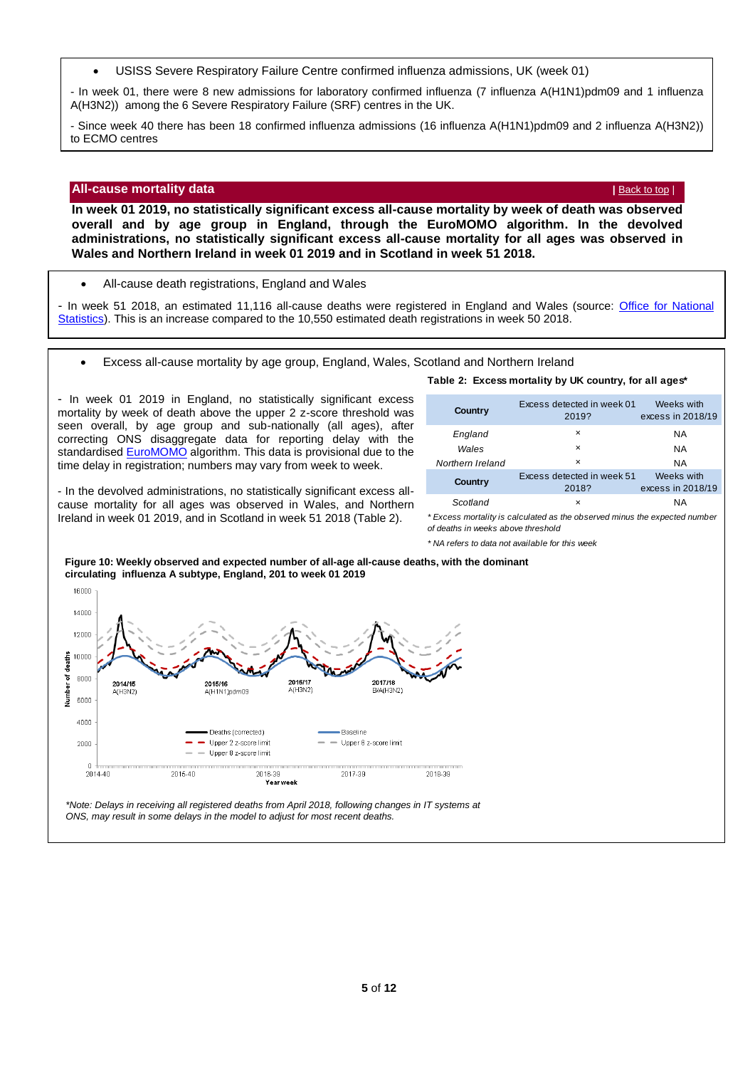- USISS Severe Respiratory Failure Centre confirmed influenza admissions, UK (week 01)

- In week 01, there were 8 new admissions for laboratory confirmed influenza (7 influenza A(H1N1)pdm09 and 1 influenza A(H3N2)) among the 6 Severe Respiratory Failure (SRF) centres in the UK.

- Since week 40 there has been 18 confirmed influenza admissions (16 influenza A(H1N1)pdm09 and 2 influenza A(H3N2)) to ECMO centres

## All-cause mortality data

| Back to top |

**In week 01 2019, no statistically significant excess all-cause mortality by week of death was observed overall and by age group in England, through the EuroMOMO algorithm. In the devolved administrations, no statistically significant excess all-cause mortality for all ages was observed in Wales and Northern Ireland in week 01 2019 and in Scotland in week 51 2018.**

- All-cause death registrations, England and Wales

- In week 51 2018, an estimated 11,116 all-cause deaths were registered in England and Wales (source: Office for National Statistics). This is an increase compared to the 10,550 estimated death registrations in week 50 2018.

- Excess all-cause mortality by age group, England, Wales, Scotland and Northern Ireland

- In week 01 2019 in England, no statistically significant excess mortality by week of death above the upper 2 z-score threshold was seen overall, by age group and sub-nationally (all ages), after correcting ONS disaggregate data for reporting delay with the standardised EuroMOMO algorithm. This data is provisional due to the time delay in registration; numbers may vary from week to week.

- In the devolved administrations, no statistically significant excess all-cause mortality for all ages was observed in Wales, and Northern Ireland in week 01 2019, and in Scotland in week 51 2018 (Table 2).

**Table 2: Excess mortality by UK country, for all ages***

| Country | Excess detected in week 01 2019? | Weeks with excess in 2018/19 |
|---|---|---|
| *England* | × | NA |
| *Wales* | × | NA |
| *Northern Ireland* | × | NA |
| **Country** | Excess detected in week 51 2018? | Weeks with excess in 2018/19 |
| *Scotland* | × | NA |

*\* Excess mortality is calculated as the observed minus the expected number of deaths in weeks above threshold*

*\* NA refers to data not available for this week*

**Figure 10: Weekly observed and expected number of all-age all-cause deaths, with the dominant circulating influenza A subtype, England, 201 to week 01 2019**

16000
14000
12000
10000
8000
6000
4000
2000
0
Number of deaths
2014/15 A(H3N2)
2015/16 A(H1N1)pdm09
2016/17 A(H3N2)
2017/18 B/A(H3N2)
2014-40
2015-40
2016-39
2017-39
2018-39
Yearweek
Deaths (corrected)
Upper 2 z-score limit
Upper 8 z-score limit
Baseline
Upper 6 z-score limit

*\*Note: Delays in receiving all registered deaths from April 2018, following changes in IT systems at ONS, may result in some delays in the model to adjust for most recent deaths.*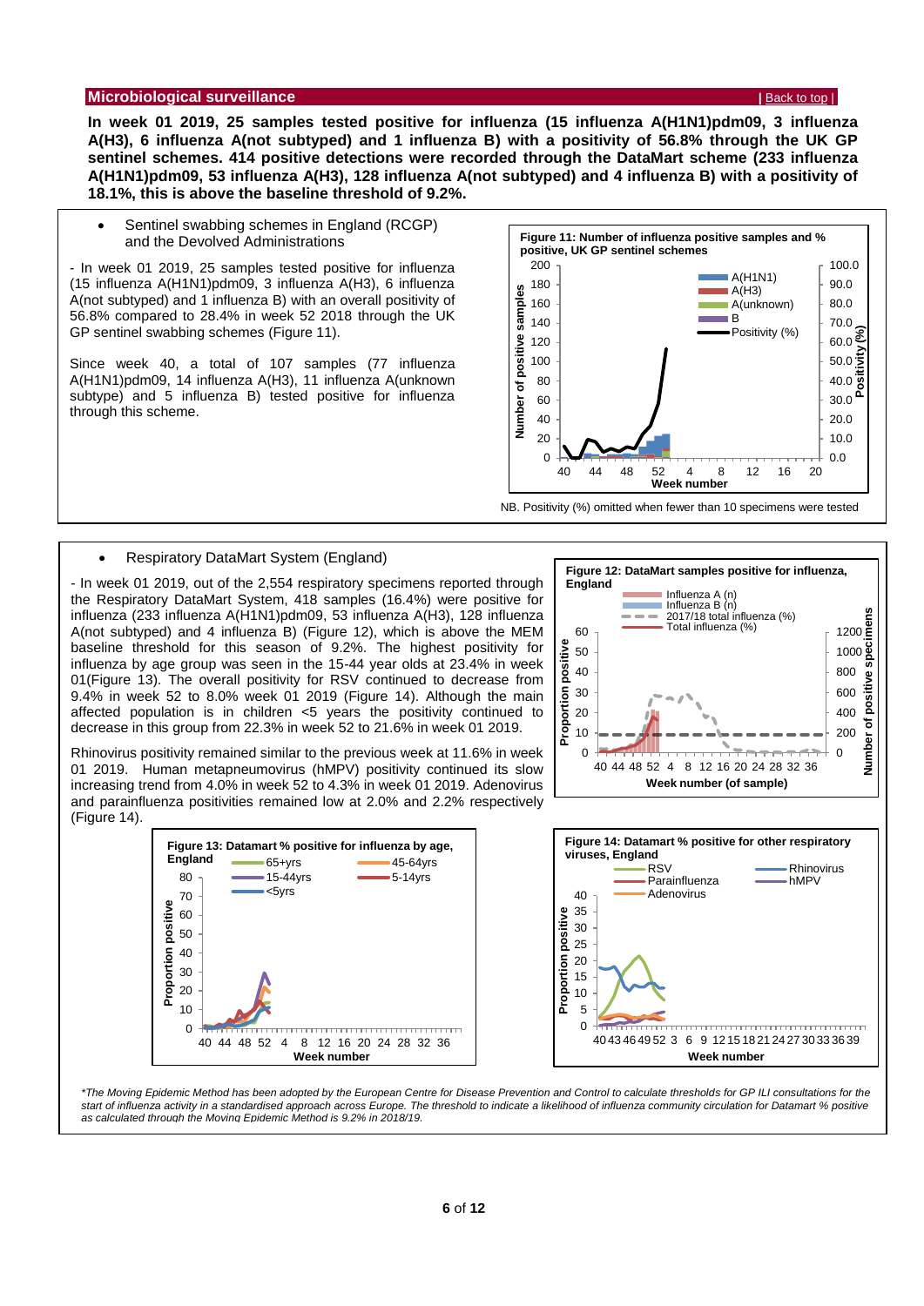## Microbiological surveillance

| Back to top |

**In week 01 2019, 25 samples tested positive for influenza (15 influenza A(H1N1)pdm09, 3 influenza A(H3), 6 influenza A(not subtyped) and 1 influenza B) with a positivity of 56.8% through the UK GP sentinel schemes. 414 positive detections were recorded through the DataMart scheme (233 influenza A(H1N1)pdm09, 53 influenza A(H3), 128 influenza A(not subtyped) and 4 influenza B) with a positivity of 18.1%, this is above the baseline threshold of 9.2%.**

- Sentinel swabbing schemes in England (RCGP) and the Devolved Administrations

- In week 01 2019, 25 samples tested positive for influenza (15 influenza A(H1N1)pdm09, 3 influenza A(H3), 6 influenza A(not subtyped) and 1 influenza B) with an overall positivity of 56.8% compared to 28.4% in week 52 2018 through the UK GP sentinel swabbing schemes (Figure 11).

Since week 40, a total of 107 samples (77 influenza A(H1N1)pdm09, 14 influenza A(H3), 11 influenza A(unknown subtype) and 5 influenza B) tested positive for influenza through this scheme.

**Figure 11: Number of influenza positive samples and % positive, UK GP sentinel schemes**

Number of positive samples
Positivity (%)
A(H1N1)
A(H3)
A(unknown)
B
Positivity (%)
200, 180, 160, 140, 120, 100, 80, 60, 40, 20, 0
100.0, 90.0, 80.0, 70.0, 60.0, 50.0, 40.0, 30.0, 20.0, 10.0, 0.0
40 44 48 52 4 8 12 16 20
Week number

NB. Positivity (%) omitted when fewer than 10 specimens were tested

- Respiratory DataMart System (England)

- In week 01 2019, out of the 2,554 respiratory specimens reported through the Respiratory DataMart System, 418 samples (16.4%) were positive for influenza (233 influenza A(H1N1)pdm09, 53 influenza A(H3), 128 influenza A(not subtyped) and 4 influenza B) (Figure 12), which is above the MEM baseline threshold for this season of 9.2%. The highest positivity for influenza by age group was seen in the 15-44 year olds at 23.4% in week 01(Figure 13). The overall positivity for RSV continued to decrease from 9.4% in week 52 to 8.0% week 01 2019 (Figure 14). Although the main affected population is in children <5 years the positivity continued to decrease in this group from 22.3% in week 52 to 21.6% in week 01 2019.

Rhinovirus positivity remained similar to the previous week at 11.6% in week 01 2019. Human metapneumovirus (hMPV) positivity continued its slow increasing trend from 4.0% in week 52 to 4.3% in week 01 2019. Adenovirus and parainfluenza positivities remained low at 2.0% and 2.2% respectively (Figure 14).

**Figure 12: DataMart samples positive for influenza, England**

Influenza A (n)
Influenza B (n)
2017/18 total influenza (%)
Total influenza (%)
Proportion positive
Number of positive specimens
60, 50, 40, 30, 20, 10, 0
1200, 1000, 800, 600, 400, 200, 0
40 44 48 52 4 8 12 16 20 24 28 32 36
Week number (of sample)

**Figure 13: Datamart % positive for influenza by age, England**

65+yrs
45-64yrs
15-44yrs
5-14yrs
<5yrs
Proportion positive
80, 70, 60, 50, 40, 30, 20, 10, 0
40 44 48 52 4 8 12 16 20 24 28 32 36
Week number

**Figure 14: Datamart % positive for other respiratory viruses, England**

RSV
Rhinovirus
Parainfluenza
hMPV
Adenovirus
Proportion positive
40, 35, 30, 25, 20, 15, 10, 5, 0
40 43 46 49 52 3 6 9 12 15 18 21 24 27 30 33 36 39
Week number

*\*The Moving Epidemic Method has been adopted by the European Centre for Disease Prevention and Control to calculate thresholds for GP ILI consultations for the start of influenza activity in a standardised approach across Europe. The threshold to indicate a likelihood of influenza community circulation for Datamart % positive as calculated through the Moving Epidemic Method is 9.2% in 2018/19.*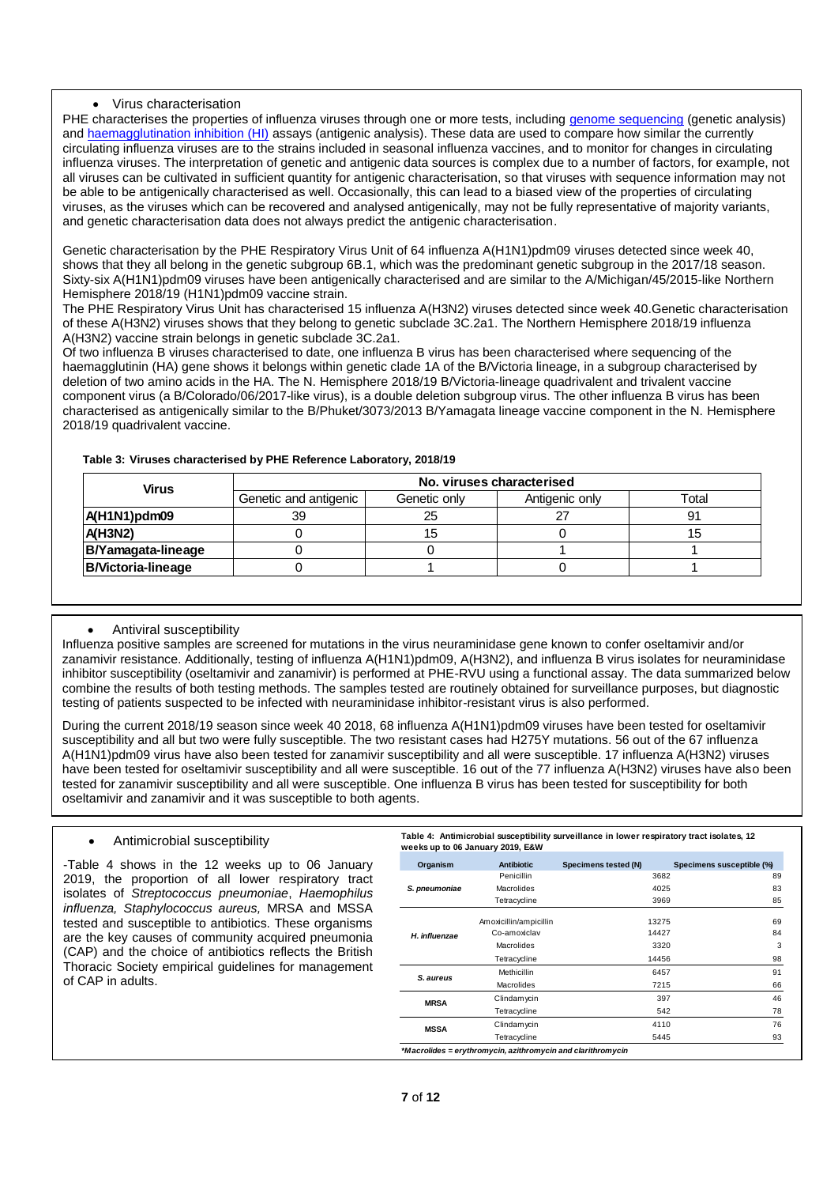- Virus characterisation

PHE characterises the properties of influenza viruses through one or more tests, including genome sequencing (genetic analysis) and haemagglutination inhibition (HI) assays (antigenic analysis). These data are used to compare how similar the currently circulating influenza viruses are to the strains included in seasonal influenza vaccines, and to monitor for changes in circulating influenza viruses. The interpretation of genetic and antigenic data sources is complex due to a number of factors, for example, not all viruses can be cultivated in sufficient quantity for antigenic characterisation, so that viruses with sequence information may not be able to be antigenically characterised as well. Occasionally, this can lead to a biased view of the properties of circulating viruses, as the viruses which can be recovered and analysed antigenically, may not be fully representative of majority variants, and genetic characterisation data does not always predict the antigenic characterisation.

Genetic characterisation by the PHE Respiratory Virus Unit of 64 influenza A(H1N1)pdm09 viruses detected since week 40, shows that they all belong in the genetic subgroup 6B.1, which was the predominant genetic subgroup in the 2017/18 season. Sixty-six A(H1N1)pdm09 viruses have been antigenically characterised and are similar to the A/Michigan/45/2015-like Northern Hemisphere 2018/19 (H1N1)pdm09 vaccine strain.
The PHE Respiratory Virus Unit has characterised 15 influenza A(H3N2) viruses detected since week 40.Genetic characterisation of these A(H3N2) viruses shows that they belong to genetic subclade 3C.2a1. The Northern Hemisphere 2018/19 influenza A(H3N2) vaccine strain belongs in genetic subclade 3C.2a1.
Of two influenza B viruses characterised to date, one influenza B virus has been characterised where sequencing of the haemagglutinin (HA) gene shows it belongs within genetic clade 1A of the B/Victoria lineage, in a subgroup characterised by deletion of two amino acids in the HA. The N. Hemisphere 2018/19 B/Victoria-lineage quadrivalent and trivalent vaccine component virus (a B/Colorado/06/2017-like virus), is a double deletion subgroup virus. The other influenza B virus has been characterised as antigenically similar to the B/Phuket/3073/2013 B/Yamagata lineage vaccine component in the N. Hemisphere 2018/19 quadrivalent vaccine.

**Table 3: Viruses characterised by PHE Reference Laboratory, 2018/19**

| Virus | No. viruses characterised | | | |
|---|---|---|---|---|
| | Genetic and antigenic | Genetic only | Antigenic only | Total |
| **A(H1N1)pdm09** | 39 | 25 | 27 | 91 |
| **A(H3N2)** | 0 | 15 | 0 | 15 |
| **B/Yamagata-lineage** | 0 | 0 | 1 | 1 |
| **B/Victoria-lineage** | 0 | 1 | 0 | 1 |

- Antiviral susceptibility

Influenza positive samples are screened for mutations in the virus neuraminidase gene known to confer oseltamivir and/or zanamivir resistance. Additionally, testing of influenza A(H1N1)pdm09, A(H3N2), and influenza B virus isolates for neuraminidase inhibitor susceptibility (oseltamivir and zanamivir) is performed at PHE-RVU using a functional assay. The data summarized below combine the results of both testing methods. The samples tested are routinely obtained for surveillance purposes, but diagnostic testing of patients suspected to be infected with neuraminidase inhibitor-resistant virus is also performed.

During the current 2018/19 season since week 40 2018, 68 influenza A(H1N1)pdm09 viruses have been tested for oseltamivir susceptibility and all but two were fully susceptible. The two resistant cases had H275Y mutations. 56 out of the 67 influenza A(H1N1)pdm09 virus have also been tested for zanamivir susceptibility and all were susceptible. 17 influenza A(H3N2) viruses have been tested for oseltamivir susceptibility and all were susceptible. 16 out of the 77 influenza A(H3N2) viruses have also been tested for zanamivir susceptibility and all were susceptible. One influenza B virus has been tested for susceptibility for both oseltamivir and zanamivir and it was susceptible to both agents.

- Antimicrobial susceptibility

-Table 4 shows in the 12 weeks up to 06 January 2019, the proportion of all lower respiratory tract isolates of *Streptococcus pneumoniae*, *Haemophilus influenza, Staphylococcus aureus,* MRSA and MSSA tested and susceptible to antibiotics. These organisms are the key causes of community acquired pneumonia (CAP) and the choice of antibiotics reflects the British Thoracic Society empirical guidelines for management of CAP in adults.

**Table 4: Antimicrobial susceptibility surveillance in lower respiratory tract isolates, 12 weeks up to 06 January 2019, E&W**

| Organism | Antibiotic | Specimens tested (N) | Specimens susceptible (%) |
|---|---|---|---|
| ***S. pneumoniae*** | Penicillin | 3682 | 89 |
| | Macrolides | 4025 | 83 |
| | Tetracycline | 3969 | 85 |
| ***H. influenzae*** | Amoxicillin/ampicillin | 13275 | 69 |
| | Co-amoxiclav | 14427 | 84 |
| | Macrolides | 3320 | 3 |
| | Tetracycline | 14456 | 98 |
| ***S. aureus*** | Methicillin | 6457 | 91 |
| | Macrolides | 7215 | 66 |
| **MRSA** | Clindamycin | 397 | 46 |
| | Tetracycline | 542 | 78 |
| **MSSA** | Clindamycin | 4110 | 76 |
| | Tetracycline | 5445 | 93 |

*\*Macrolides = erythromycin, azithromycin and clarithromycin*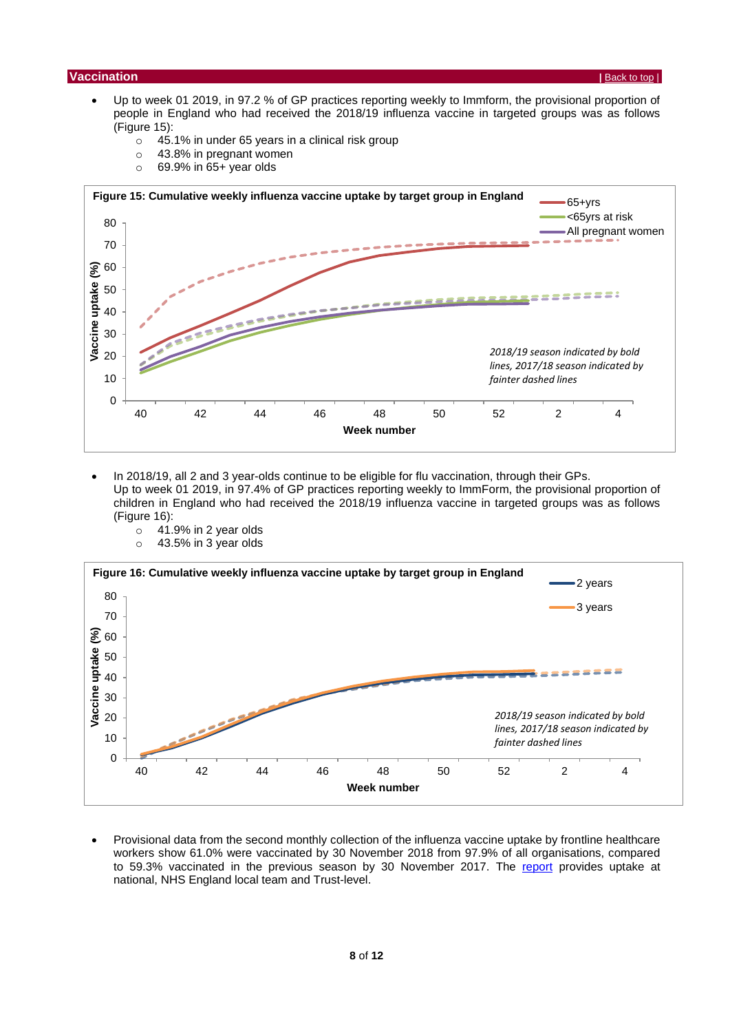## Vaccination

| Back to top |

- Up to week 01 2019, in 97.2 % of GP practices reporting weekly to Immform, the provisional proportion of people in England who had received the 2018/19 influenza vaccine in targeted groups was as follows (Figure 15):
  - 45.1% in under 65 years in a clinical risk group
  - 43.8% in pregnant women
  - 69.9% in 65+ year olds

**Figure 15: Cumulative weekly influenza vaccine uptake by target group in England**

65+yrs
<65yrs at risk
All pregnant women

Vaccine uptake (%)
0
10
20
30
40
50
60
70
80

Week number
40
42
44
46
48
50
52
2
4

*2018/19 season indicated by bold lines, 2017/18 season indicated by fainter dashed lines*

- In 2018/19, all 2 and 3 year-olds continue to be eligible for flu vaccination, through their GPs.
  Up to week 01 2019, in 97.4% of GP practices reporting weekly to ImmForm, the provisional proportion of children in England who had received the 2018/19 influenza vaccine in targeted groups was as follows (Figure 16):
  - 41.9% in 2 year olds
  - 43.5% in 3 year olds

**Figure 16: Cumulative weekly influenza vaccine uptake by target group in England**

2 years
3 years

Vaccine uptake (%)
0
10
20
30
40
50
60
70
80

Week number
40
42
44
46
48
50
52
2
4

*2018/19 season indicated by bold lines, 2017/18 season indicated by fainter dashed lines*

- Provisional data from the second monthly collection of the influenza vaccine uptake by frontline healthcare workers show 61.0% were vaccinated by 30 November 2018 from 97.9% of all organisations, compared to 59.3% vaccinated in the previous season by 30 November 2017. The report provides uptake at national, NHS England local team and Trust-level.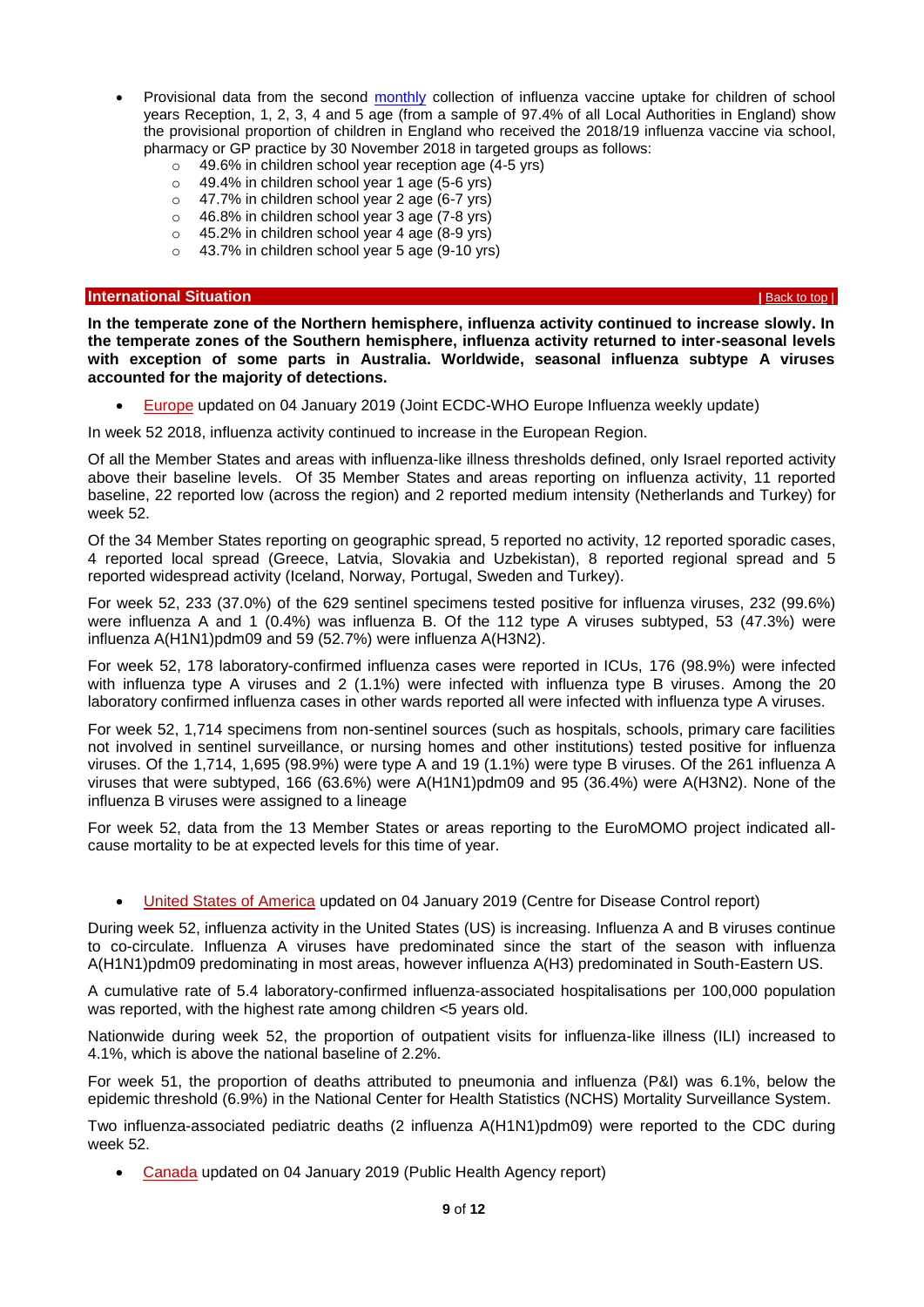- Provisional data from the second monthly collection of influenza vaccine uptake for children of school years Reception, 1, 2, 3, 4 and 5 age (from a sample of 97.4% of all Local Authorities in England) show the provisional proportion of children in England who received the 2018/19 influenza vaccine via school, pharmacy or GP practice by 30 November 2018 in targeted groups as follows:
  - 49.6% in children school year reception age (4-5 yrs)
  - 49.4% in children school year 1 age (5-6 yrs)
  - 47.7% in children school year 2 age (6-7 yrs)
  - 46.8% in children school year 3 age (7-8 yrs)
  - 45.2% in children school year 4 age (8-9 yrs)
  - 43.7% in children school year 5 age (9-10 yrs)

## International Situation

| Back to top |

**In the temperate zone of the Northern hemisphere, influenza activity continued to increase slowly. In the temperate zones of the Southern hemisphere, influenza activity returned to inter-seasonal levels with exception of some parts in Australia. Worldwide, seasonal influenza subtype A viruses accounted for the majority of detections.**

- Europe updated on 04 January 2019 (Joint ECDC-WHO Europe Influenza weekly update)

In week 52 2018, influenza activity continued to increase in the European Region.

Of all the Member States and areas with influenza-like illness thresholds defined, only Israel reported activity above their baseline levels. Of 35 Member States and areas reporting on influenza activity, 11 reported baseline, 22 reported low (across the region) and 2 reported medium intensity (Netherlands and Turkey) for week 52.

Of the 34 Member States reporting on geographic spread, 5 reported no activity, 12 reported sporadic cases, 4 reported local spread (Greece, Latvia, Slovakia and Uzbekistan), 8 reported regional spread and 5 reported widespread activity (Iceland, Norway, Portugal, Sweden and Turkey).

For week 52, 233 (37.0%) of the 629 sentinel specimens tested positive for influenza viruses, 232 (99.6%) were influenza A and 1 (0.4%) was influenza B. Of the 112 type A viruses subtyped, 53 (47.3%) were influenza A(H1N1)pdm09 and 59 (52.7%) were influenza A(H3N2).

For week 52, 178 laboratory-confirmed influenza cases were reported in ICUs, 176 (98.9%) were infected with influenza type A viruses and 2 (1.1%) were infected with influenza type B viruses. Among the 20 laboratory confirmed influenza cases in other wards reported all were infected with influenza type A viruses.

For week 52, 1,714 specimens from non-sentinel sources (such as hospitals, schools, primary care facilities not involved in sentinel surveillance, or nursing homes and other institutions) tested positive for influenza viruses. Of the 1,714, 1,695 (98.9%) were type A and 19 (1.1%) were type B viruses. Of the 261 influenza A viruses that were subtyped, 166 (63.6%) were A(H1N1)pdm09 and 95 (36.4%) were A(H3N2). None of the influenza B viruses were assigned to a lineage

For week 52, data from the 13 Member States or areas reporting to the EuroMOMO project indicated all-cause mortality to be at expected levels for this time of year.

- United States of America updated on 04 January 2019 (Centre for Disease Control report)

During week 52, influenza activity in the United States (US) is increasing. Influenza A and B viruses continue to co-circulate. Influenza A viruses have predominated since the start of the season with influenza A(H1N1)pdm09 predominating in most areas, however influenza A(H3) predominated in South-Eastern US.

A cumulative rate of 5.4 laboratory-confirmed influenza-associated hospitalisations per 100,000 population was reported, with the highest rate among children <5 years old.

Nationwide during week 52, the proportion of outpatient visits for influenza-like illness (ILI) increased to 4.1%, which is above the national baseline of 2.2%.

For week 51, the proportion of deaths attributed to pneumonia and influenza (P&I) was 6.1%, below the epidemic threshold (6.9%) in the National Center for Health Statistics (NCHS) Mortality Surveillance System.

Two influenza-associated pediatric deaths (2 influenza A(H1N1)pdm09) were reported to the CDC during week 52.

- Canada updated on 04 January 2019 (Public Health Agency report)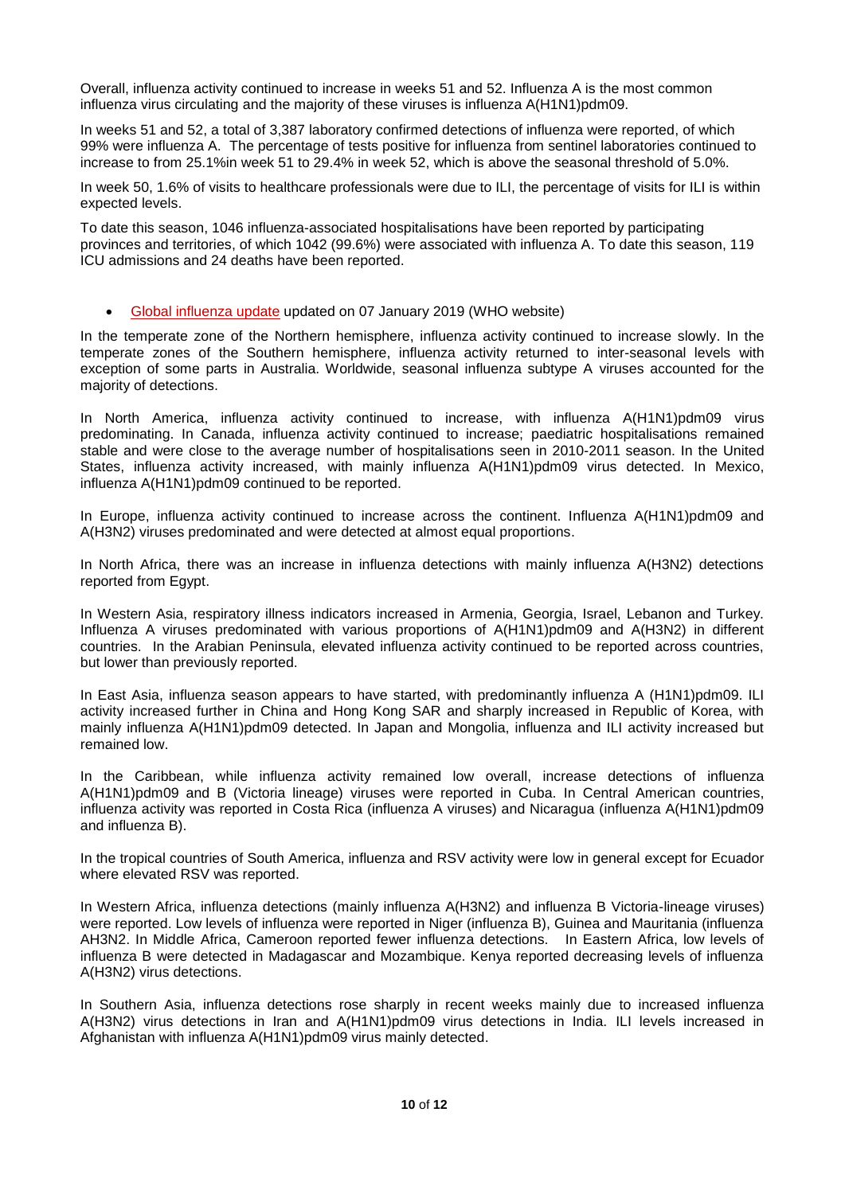Overall, influenza activity continued to increase in weeks 51 and 52. Influenza A is the most common influenza virus circulating and the majority of these viruses is influenza A(H1N1)pdm09.

In weeks 51 and 52, a total of 3,387 laboratory confirmed detections of influenza were reported, of which 99% were influenza A. The percentage of tests positive for influenza from sentinel laboratories continued to increase to from 25.1%in week 51 to 29.4% in week 52, which is above the seasonal threshold of 5.0%.

In week 50, 1.6% of visits to healthcare professionals were due to ILI, the percentage of visits for ILI is within expected levels.

To date this season, 1046 influenza-associated hospitalisations have been reported by participating provinces and territories, of which 1042 (99.6%) were associated with influenza A. To date this season, 119 ICU admissions and 24 deaths have been reported.

- Global influenza update updated on 07 January 2019 (WHO website)

In the temperate zone of the Northern hemisphere, influenza activity continued to increase slowly. In the temperate zones of the Southern hemisphere, influenza activity returned to inter-seasonal levels with exception of some parts in Australia. Worldwide, seasonal influenza subtype A viruses accounted for the majority of detections.

In North America, influenza activity continued to increase, with influenza A(H1N1)pdm09 virus predominating. In Canada, influenza activity continued to increase; paediatric hospitalisations remained stable and were close to the average number of hospitalisations seen in 2010-2011 season. In the United States, influenza activity increased, with mainly influenza A(H1N1)pdm09 virus detected. In Mexico, influenza A(H1N1)pdm09 continued to be reported.

In Europe, influenza activity continued to increase across the continent. Influenza A(H1N1)pdm09 and A(H3N2) viruses predominated and were detected at almost equal proportions.

In North Africa, there was an increase in influenza detections with mainly influenza A(H3N2) detections reported from Egypt.

In Western Asia, respiratory illness indicators increased in Armenia, Georgia, Israel, Lebanon and Turkey. Influenza A viruses predominated with various proportions of A(H1N1)pdm09 and A(H3N2) in different countries. In the Arabian Peninsula, elevated influenza activity continued to be reported across countries, but lower than previously reported.

In East Asia, influenza season appears to have started, with predominantly influenza A (H1N1)pdm09. ILI activity increased further in China and Hong Kong SAR and sharply increased in Republic of Korea, with mainly influenza A(H1N1)pdm09 detected. In Japan and Mongolia, influenza and ILI activity increased but remained low.

In the Caribbean, while influenza activity remained low overall, increase detections of influenza A(H1N1)pdm09 and B (Victoria lineage) viruses were reported in Cuba. In Central American countries, influenza activity was reported in Costa Rica (influenza A viruses) and Nicaragua (influenza A(H1N1)pdm09 and influenza B).

In the tropical countries of South America, influenza and RSV activity were low in general except for Ecuador where elevated RSV was reported.

In Western Africa, influenza detections (mainly influenza A(H3N2) and influenza B Victoria-lineage viruses) were reported. Low levels of influenza were reported in Niger (influenza B), Guinea and Mauritania (influenza AH3N2. In Middle Africa, Cameroon reported fewer influenza detections. In Eastern Africa, low levels of influenza B were detected in Madagascar and Mozambique. Kenya reported decreasing levels of influenza A(H3N2) virus detections.

In Southern Asia, influenza detections rose sharply in recent weeks mainly due to increased influenza A(H3N2) virus detections in Iran and A(H1N1)pdm09 virus detections in India. ILI levels increased in Afghanistan with influenza A(H1N1)pdm09 virus mainly detected.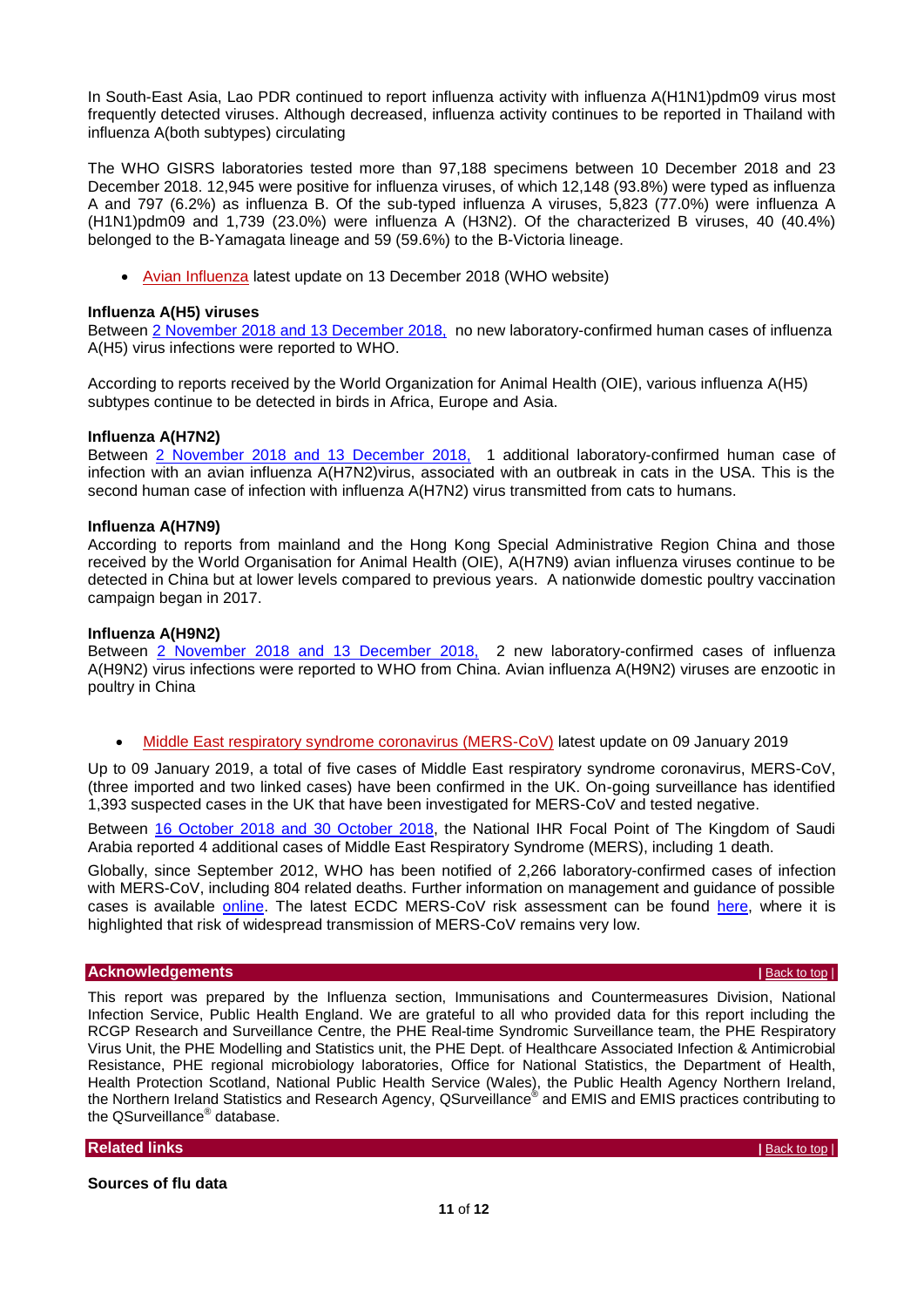In South-East Asia, Lao PDR continued to report influenza activity with influenza A(H1N1)pdm09 virus most frequently detected viruses. Although decreased, influenza activity continues to be reported in Thailand with influenza A(both subtypes) circulating

The WHO GISRS laboratories tested more than 97,188 specimens between 10 December 2018 and 23 December 2018. 12,945 were positive for influenza viruses, of which 12,148 (93.8%) were typed as influenza A and 797 (6.2%) as influenza B. Of the sub-typed influenza A viruses, 5,823 (77.0%) were influenza A (H1N1)pdm09 and 1,739 (23.0%) were influenza A (H3N2). Of the characterized B viruses, 40 (40.4%) belonged to the B-Yamagata lineage and 59 (59.6%) to the B-Victoria lineage.

- Avian Influenza latest update on 13 December 2018 (WHO website)

**Influenza A(H5) viruses**
Between 2 November 2018 and 13 December 2018, no new laboratory-confirmed human cases of influenza A(H5) virus infections were reported to WHO.

According to reports received by the World Organization for Animal Health (OIE), various influenza A(H5) subtypes continue to be detected in birds in Africa, Europe and Asia.

**Influenza A(H7N2)**
Between 2 November 2018 and 13 December 2018, 1 additional laboratory-confirmed human case of infection with an avian influenza A(H7N2)virus, associated with an outbreak in cats in the USA. This is the second human case of infection with influenza A(H7N2) virus transmitted from cats to humans.

**Influenza A(H7N9)**
According to reports from mainland and the Hong Kong Special Administrative Region China and those received by the World Organisation for Animal Health (OIE), A(H7N9) avian influenza viruses continue to be detected in China but at lower levels compared to previous years. A nationwide domestic poultry vaccination campaign began in 2017.

**Influenza A(H9N2)**
Between 2 November 2018 and 13 December 2018, 2 new laboratory-confirmed cases of influenza A(H9N2) virus infections were reported to WHO from China. Avian influenza A(H9N2) viruses are enzootic in poultry in China

- Middle East respiratory syndrome coronavirus (MERS-CoV) latest update on 09 January 2019

Up to 09 January 2019, a total of five cases of Middle East respiratory syndrome coronavirus, MERS-CoV, (three imported and two linked cases) have been confirmed in the UK. On-going surveillance has identified 1,393 suspected cases in the UK that have been investigated for MERS-CoV and tested negative.

Between 16 October 2018 and 30 October 2018, the National IHR Focal Point of The Kingdom of Saudi Arabia reported 4 additional cases of Middle East Respiratory Syndrome (MERS), including 1 death.

Globally, since September 2012, WHO has been notified of 2,266 laboratory-confirmed cases of infection with MERS-CoV, including 804 related deaths. Further information on management and guidance of possible cases is available online. The latest ECDC MERS-CoV risk assessment can be found here, where it is highlighted that risk of widespread transmission of MERS-CoV remains very low.

## Acknowledgements

| Back to top |

This report was prepared by the Influenza section, Immunisations and Countermeasures Division, National Infection Service, Public Health England. We are grateful to all who provided data for this report including the RCGP Research and Surveillance Centre, the PHE Real-time Syndromic Surveillance team, the PHE Respiratory Virus Unit, the PHE Modelling and Statistics unit, the PHE Dept. of Healthcare Associated Infection & Antimicrobial Resistance, PHE regional microbiology laboratories, Office for National Statistics, the Department of Health, Health Protection Scotland, National Public Health Service (Wales), the Public Health Agency Northern Ireland, the Northern Ireland Statistics and Research Agency, QSurveillance® and EMIS and EMIS practices contributing to the QSurveillance® database.

## Related links

| Back to top |

**Sources of flu data**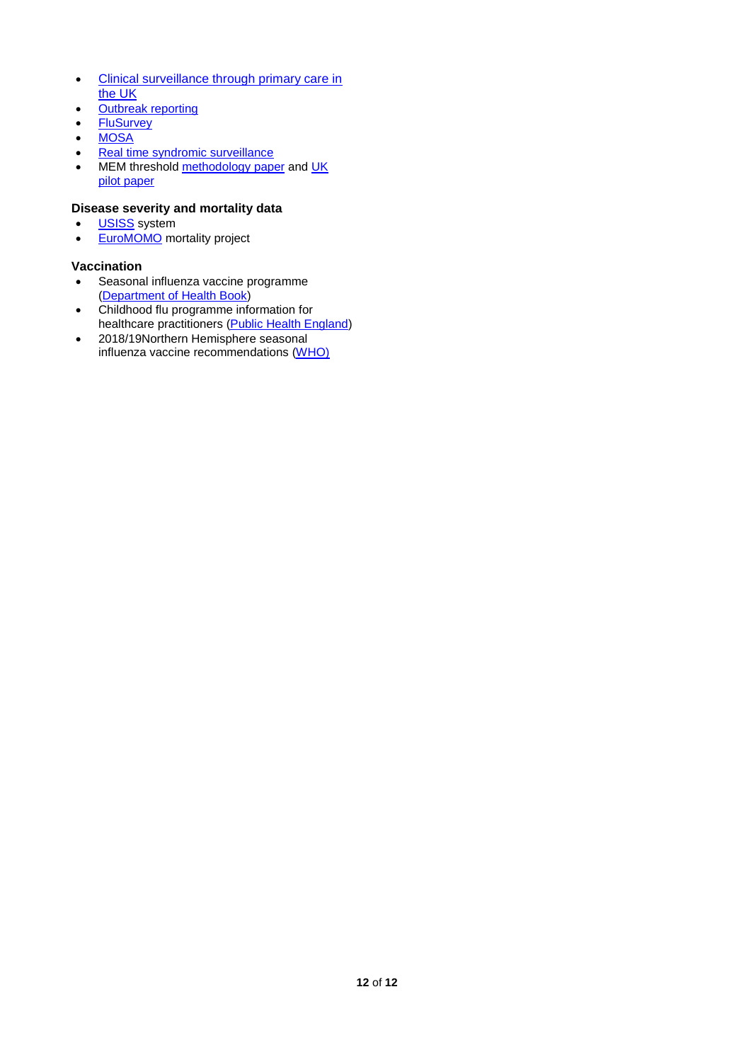- Clinical surveillance through primary care in the UK
- Outbreak reporting
- FluSurvey
- MOSA
- Real time syndromic surveillance
- MEM threshold methodology paper and UK pilot paper

**Disease severity and mortality data**

- USISS system
- EuroMOMO mortality project

**Vaccination**

- Seasonal influenza vaccine programme (Department of Health Book)
- Childhood flu programme information for healthcare practitioners (Public Health England)
- 2018/19Northern Hemisphere seasonal influenza vaccine recommendations (WHO)